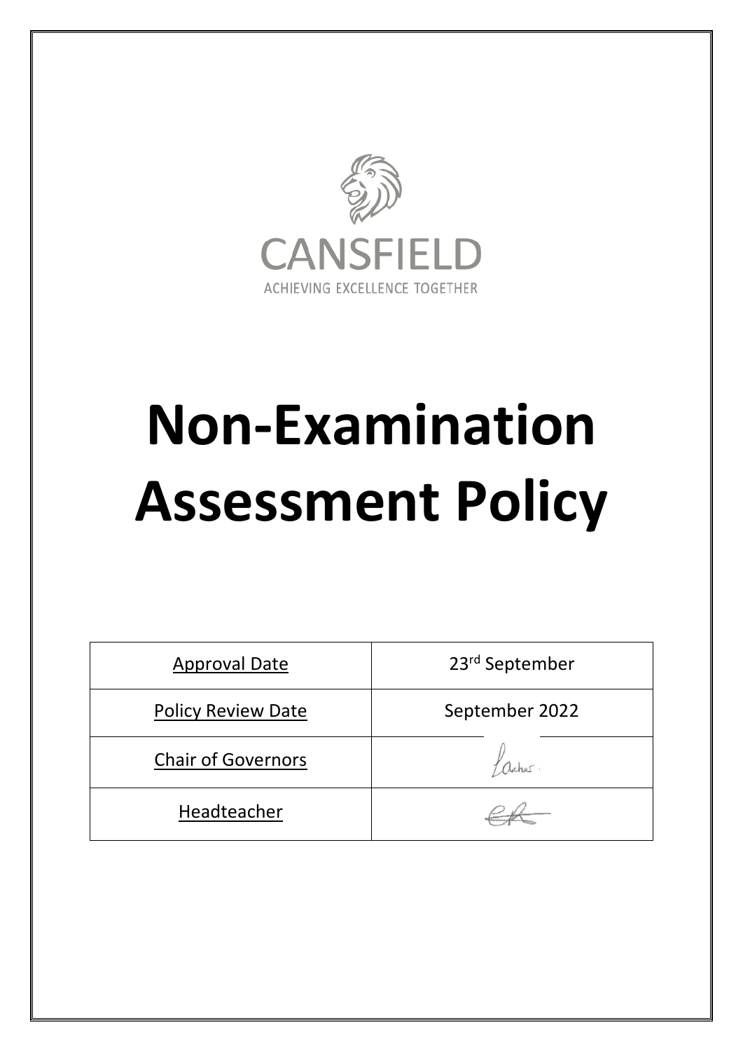CANSFIELD

ACHIEVING EXCELLENCE TOGETHER

# Non-Examination Assessment Policy

| Approval Date | 23rd September |
|---|---|
| Policy Review Date | September 2022 |
| Chair of Governors | |
| Headteacher | |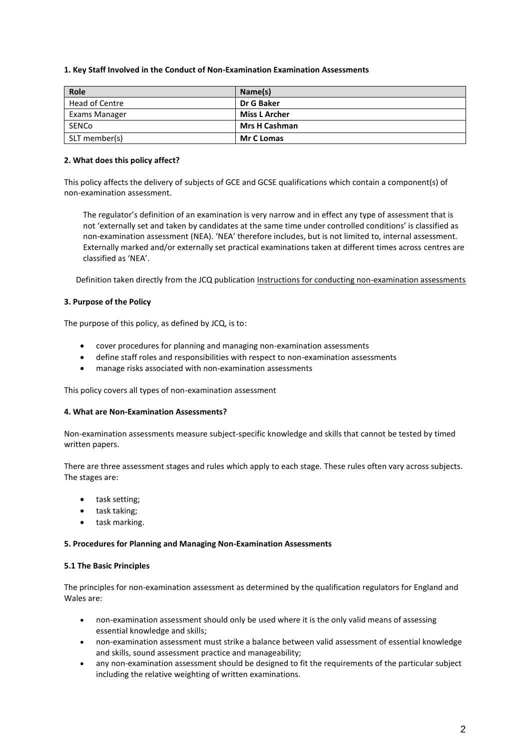**1. Key Staff Involved in the Conduct of Non-Examination Examination Assessments**

| Role | Name(s) |
|---|---|
| Head of Centre | **Dr G Baker** |
| Exams Manager | **Miss L Archer** |
| SENCo | **Mrs H Cashman** |
| SLT member(s) | **Mr C Lomas** |

**2. What does this policy affect?**

This policy affects the delivery of subjects of GCE and GCSE qualifications which contain a component(s) of non-examination assessment.

> The regulator's definition of an examination is very narrow and in effect any type of assessment that is not 'externally set and taken by candidates at the same time under controlled conditions' is classified as non-examination assessment (NEA). 'NEA' therefore includes, but is not limited to, internal assessment. Externally marked and/or externally set practical examinations taken at different times across centres are classified as 'NEA'.

Definition taken directly from the JCQ publication Instructions for conducting non-examination assessments

**3. Purpose of the Policy**

The purpose of this policy, as defined by JCQ, is to:

- cover procedures for planning and managing non-examination assessments
- define staff roles and responsibilities with respect to non-examination assessments
- manage risks associated with non-examination assessments

This policy covers all types of non-examination assessment

**4. What are Non-Examination Assessments?**

Non-examination assessments measure subject-specific knowledge and skills that cannot be tested by timed written papers.

There are three assessment stages and rules which apply to each stage. These rules often vary across subjects. The stages are:

- task setting;
- task taking;
- task marking.

**5. Procedures for Planning and Managing Non-Examination Assessments**

**5.1 The Basic Principles**

The principles for non-examination assessment as determined by the qualification regulators for England and Wales are:

- non-examination assessment should only be used where it is the only valid means of assessing essential knowledge and skills;
- non-examination assessment must strike a balance between valid assessment of essential knowledge and skills, sound assessment practice and manageability;
- any non-examination assessment should be designed to fit the requirements of the particular subject including the relative weighting of written examinations.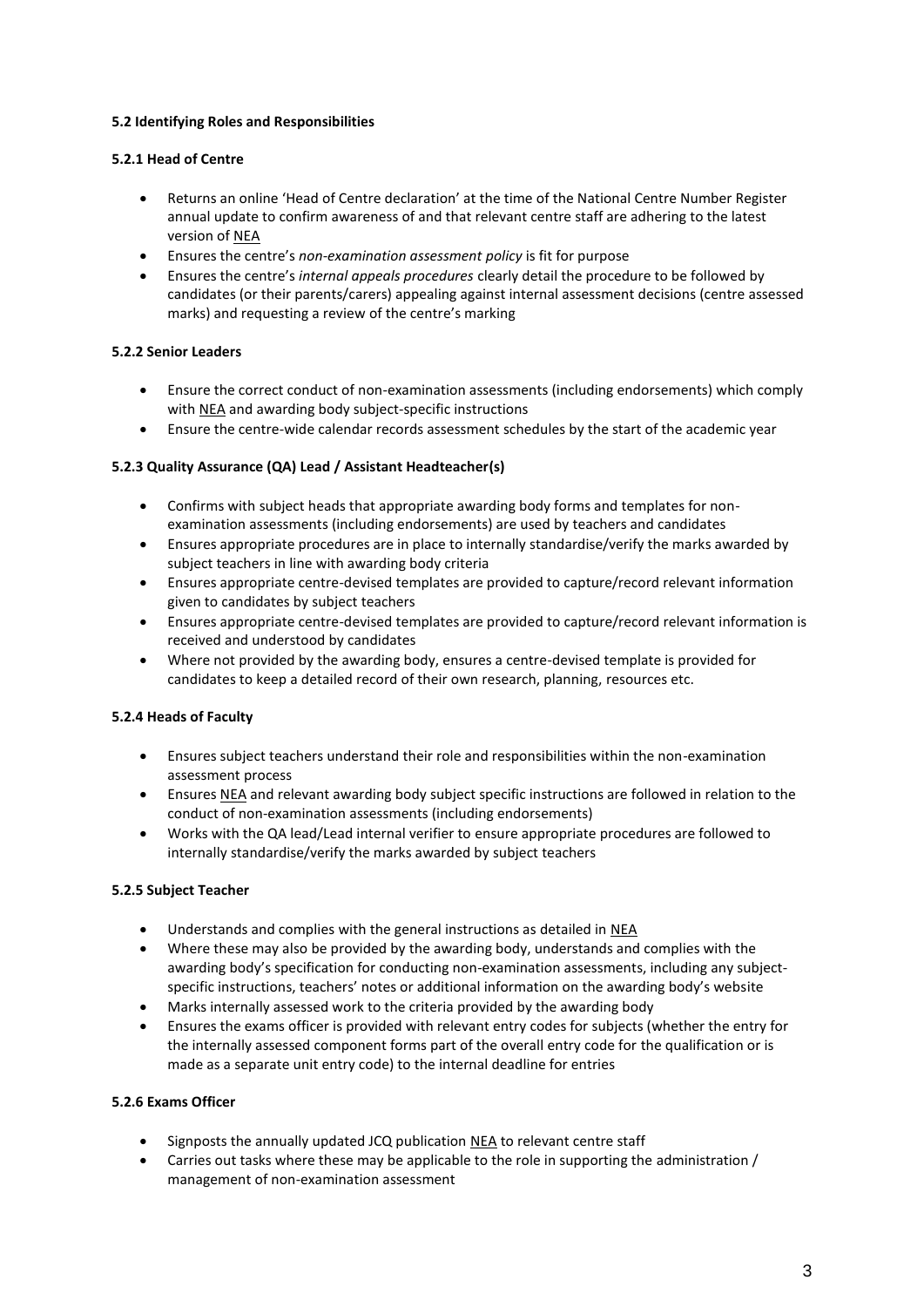### 5.2 Identifying Roles and Responsibilities

#### 5.2.1 Head of Centre

- Returns an online 'Head of Centre declaration' at the time of the National Centre Number Register annual update to confirm awareness of and that relevant centre staff are adhering to the latest version of NEA
- Ensures the centre's *non-examination assessment policy* is fit for purpose
- Ensures the centre's *internal appeals procedures* clearly detail the procedure to be followed by candidates (or their parents/carers) appealing against internal assessment decisions (centre assessed marks) and requesting a review of the centre's marking

#### 5.2.2 Senior Leaders

- Ensure the correct conduct of non-examination assessments (including endorsements) which comply with NEA and awarding body subject-specific instructions
- Ensure the centre-wide calendar records assessment schedules by the start of the academic year

#### 5.2.3 Quality Assurance (QA) Lead / Assistant Headteacher(s)

- Confirms with subject heads that appropriate awarding body forms and templates for non-examination assessments (including endorsements) are used by teachers and candidates
- Ensures appropriate procedures are in place to internally standardise/verify the marks awarded by subject teachers in line with awarding body criteria
- Ensures appropriate centre-devised templates are provided to capture/record relevant information given to candidates by subject teachers
- Ensures appropriate centre-devised templates are provided to capture/record relevant information is received and understood by candidates
- Where not provided by the awarding body, ensures a centre-devised template is provided for candidates to keep a detailed record of their own research, planning, resources etc.

#### 5.2.4 Heads of Faculty

- Ensures subject teachers understand their role and responsibilities within the non-examination assessment process
- Ensures NEA and relevant awarding body subject specific instructions are followed in relation to the conduct of non-examination assessments (including endorsements)
- Works with the QA lead/Lead internal verifier to ensure appropriate procedures are followed to internally standardise/verify the marks awarded by subject teachers

#### 5.2.5 Subject Teacher

- Understands and complies with the general instructions as detailed in NEA
- Where these may also be provided by the awarding body, understands and complies with the awarding body's specification for conducting non-examination assessments, including any subject-specific instructions, teachers' notes or additional information on the awarding body's website
- Marks internally assessed work to the criteria provided by the awarding body
- Ensures the exams officer is provided with relevant entry codes for subjects (whether the entry for the internally assessed component forms part of the overall entry code for the qualification or is made as a separate unit entry code) to the internal deadline for entries

#### 5.2.6 Exams Officer

- Signposts the annually updated JCQ publication NEA to relevant centre staff
- Carries out tasks where these may be applicable to the role in supporting the administration / management of non-examination assessment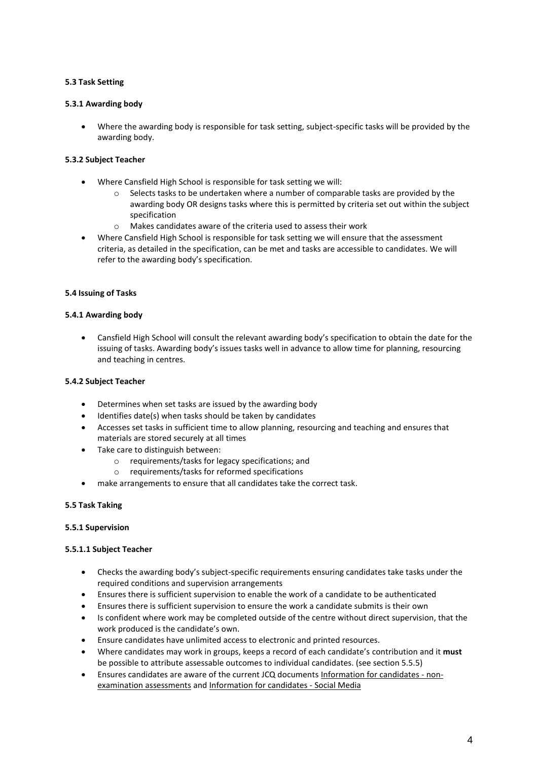**5.3 Task Setting**

**5.3.1 Awarding body**

- Where the awarding body is responsible for task setting, subject-specific tasks will be provided by the awarding body.

**5.3.2 Subject Teacher**

- Where Cansfield High School is responsible for task setting we will:
    - Selects tasks to be undertaken where a number of comparable tasks are provided by the awarding body OR designs tasks where this is permitted by criteria set out within the subject specification
    - Makes candidates aware of the criteria used to assess their work
- Where Cansfield High School is responsible for task setting we will ensure that the assessment criteria, as detailed in the specification, can be met and tasks are accessible to candidates. We will refer to the awarding body's specification.

**5.4 Issuing of Tasks**

**5.4.1 Awarding body**

- Cansfield High School will consult the relevant awarding body's specification to obtain the date for the issuing of tasks. Awarding body's issues tasks well in advance to allow time for planning, resourcing and teaching in centres.

**5.4.2 Subject Teacher**

- Determines when set tasks are issued by the awarding body
- Identifies date(s) when tasks should be taken by candidates
- Accesses set tasks in sufficient time to allow planning, resourcing and teaching and ensures that materials are stored securely at all times
- Take care to distinguish between:
    - requirements/tasks for legacy specifications; and
    - requirements/tasks for reformed specifications
- make arrangements to ensure that all candidates take the correct task.

**5.5 Task Taking**

**5.5.1 Supervision**

**5.5.1.1 Subject Teacher**

- Checks the awarding body's subject-specific requirements ensuring candidates take tasks under the required conditions and supervision arrangements
- Ensures there is sufficient supervision to enable the work of a candidate to be authenticated
- Ensures there is sufficient supervision to ensure the work a candidate submits is their own
- Is confident where work may be completed outside of the centre without direct supervision, that the work produced is the candidate's own.
- Ensure candidates have unlimited access to electronic and printed resources.
- Where candidates may work in groups, keeps a record of each candidate's contribution and it **must** be possible to attribute assessable outcomes to individual candidates. (see section 5.5.5)
- Ensures candidates are aware of the current JCQ documents Information for candidates - non-examination assessments and Information for candidates - Social Media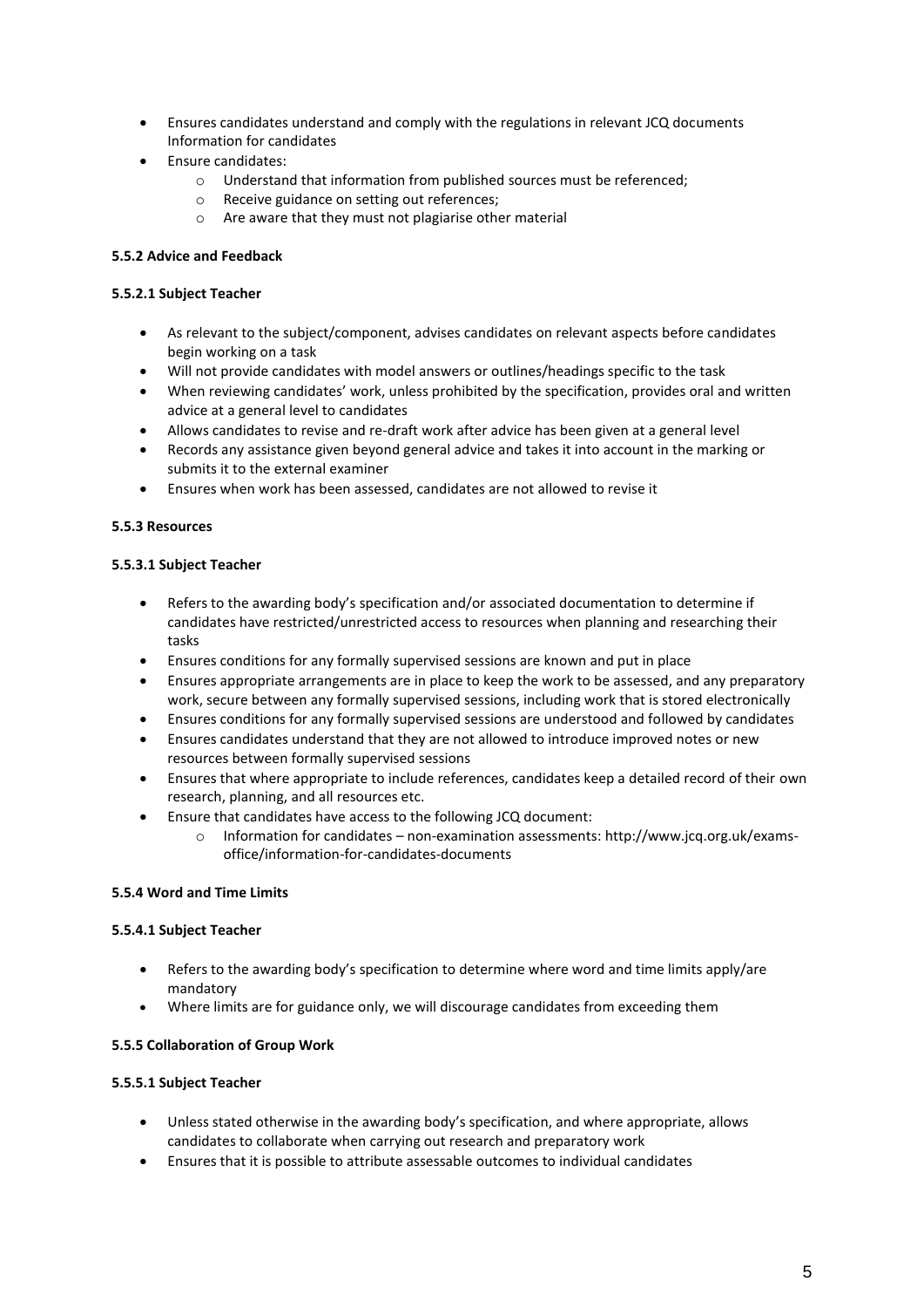- Ensures candidates understand and comply with the regulations in relevant JCQ documents Information for candidates
- Ensure candidates:
  - Understand that information from published sources must be referenced;
  - Receive guidance on setting out references;
  - Are aware that they must not plagiarise other material

**5.5.2 Advice and Feedback**

**5.5.2.1 Subject Teacher**

- As relevant to the subject/component, advises candidates on relevant aspects before candidates begin working on a task
- Will not provide candidates with model answers or outlines/headings specific to the task
- When reviewing candidates' work, unless prohibited by the specification, provides oral and written advice at a general level to candidates
- Allows candidates to revise and re-draft work after advice has been given at a general level
- Records any assistance given beyond general advice and takes it into account in the marking or submits it to the external examiner
- Ensures when work has been assessed, candidates are not allowed to revise it

**5.5.3 Resources**

**5.5.3.1 Subject Teacher**

- Refers to the awarding body's specification and/or associated documentation to determine if candidates have restricted/unrestricted access to resources when planning and researching their tasks
- Ensures conditions for any formally supervised sessions are known and put in place
- Ensures appropriate arrangements are in place to keep the work to be assessed, and any preparatory work, secure between any formally supervised sessions, including work that is stored electronically
- Ensures conditions for any formally supervised sessions are understood and followed by candidates
- Ensures candidates understand that they are not allowed to introduce improved notes or new resources between formally supervised sessions
- Ensures that where appropriate to include references, candidates keep a detailed record of their own research, planning, and all resources etc.
- Ensure that candidates have access to the following JCQ document:
  - Information for candidates – non-examination assessments: http://www.jcq.org.uk/exams-office/information-for-candidates-documents

**5.5.4 Word and Time Limits**

**5.5.4.1 Subject Teacher**

- Refers to the awarding body's specification to determine where word and time limits apply/are mandatory
- Where limits are for guidance only, we will discourage candidates from exceeding them

**5.5.5 Collaboration of Group Work**

**5.5.5.1 Subject Teacher**

- Unless stated otherwise in the awarding body's specification, and where appropriate, allows candidates to collaborate when carrying out research and preparatory work
- Ensures that it is possible to attribute assessable outcomes to individual candidates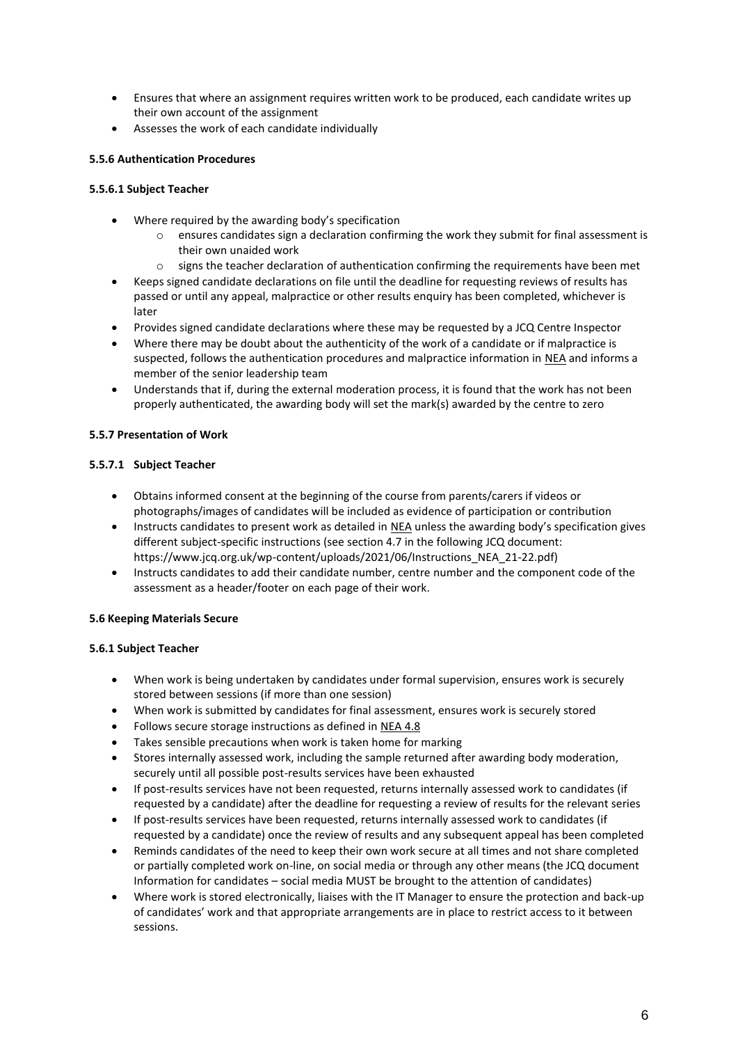- Ensures that where an assignment requires written work to be produced, each candidate writes up their own account of the assignment
- Assesses the work of each candidate individually

**5.5.6 Authentication Procedures**

**5.5.6.1 Subject Teacher**

- Where required by the awarding body's specification
    - ensures candidates sign a declaration confirming the work they submit for final assessment is their own unaided work
    - signs the teacher declaration of authentication confirming the requirements have been met
- Keeps signed candidate declarations on file until the deadline for requesting reviews of results has passed or until any appeal, malpractice or other results enquiry has been completed, whichever is later
- Provides signed candidate declarations where these may be requested by a JCQ Centre Inspector
- Where there may be doubt about the authenticity of the work of a candidate or if malpractice is suspected, follows the authentication procedures and malpractice information in NEA and informs a member of the senior leadership team
- Understands that if, during the external moderation process, it is found that the work has not been properly authenticated, the awarding body will set the mark(s) awarded by the centre to zero

**5.5.7 Presentation of Work**

**5.5.7.1 Subject Teacher**

- Obtains informed consent at the beginning of the course from parents/carers if videos or photographs/images of candidates will be included as evidence of participation or contribution
- Instructs candidates to present work as detailed in NEA unless the awarding body's specification gives different subject-specific instructions (see section 4.7 in the following JCQ document: https://www.jcq.org.uk/wp-content/uploads/2021/06/Instructions_NEA_21-22.pdf)
- Instructs candidates to add their candidate number, centre number and the component code of the assessment as a header/footer on each page of their work.

**5.6 Keeping Materials Secure**

**5.6.1 Subject Teacher**

- When work is being undertaken by candidates under formal supervision, ensures work is securely stored between sessions (if more than one session)
- When work is submitted by candidates for final assessment, ensures work is securely stored
- Follows secure storage instructions as defined in NEA 4.8
- Takes sensible precautions when work is taken home for marking
- Stores internally assessed work, including the sample returned after awarding body moderation, securely until all possible post-results services have been exhausted
- If post-results services have not been requested, returns internally assessed work to candidates (if requested by a candidate) after the deadline for requesting a review of results for the relevant series
- If post-results services have been requested, returns internally assessed work to candidates (if requested by a candidate) once the review of results and any subsequent appeal has been completed
- Reminds candidates of the need to keep their own work secure at all times and not share completed or partially completed work on-line, on social media or through any other means (the JCQ document Information for candidates – social media MUST be brought to the attention of candidates)
- Where work is stored electronically, liaises with the IT Manager to ensure the protection and back-up of candidates' work and that appropriate arrangements are in place to restrict access to it between sessions.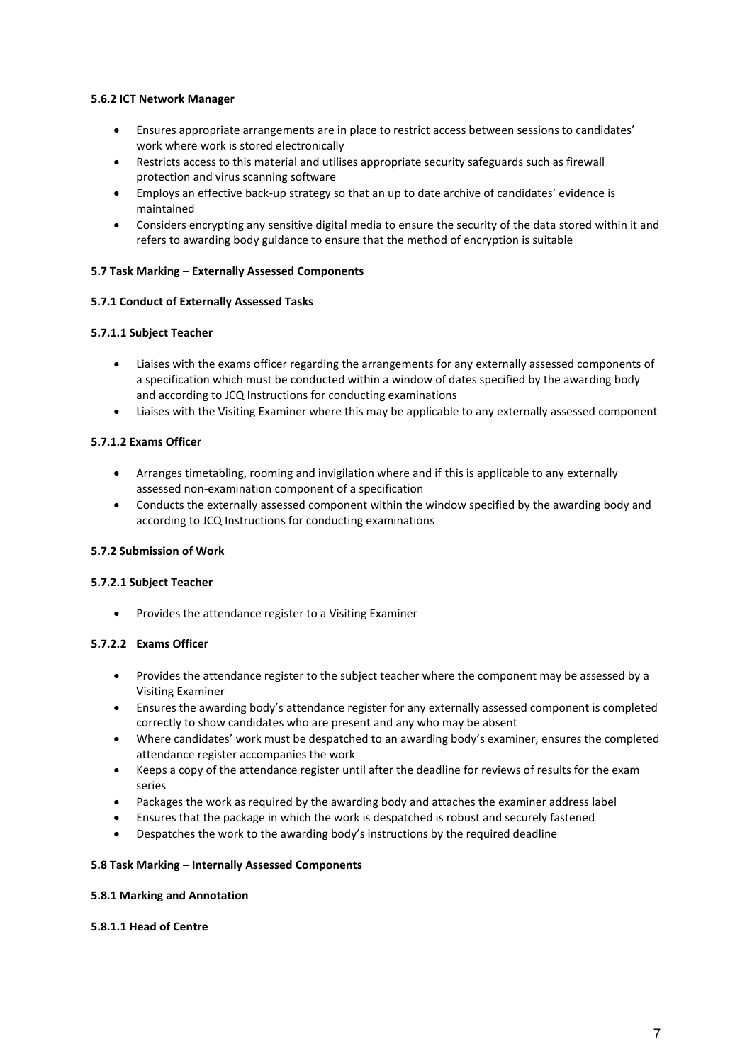**5.6.2 ICT Network Manager**

- Ensures appropriate arrangements are in place to restrict access between sessions to candidates' work where work is stored electronically
- Restricts access to this material and utilises appropriate security safeguards such as firewall protection and virus scanning software
- Employs an effective back-up strategy so that an up to date archive of candidates' evidence is maintained
- Considers encrypting any sensitive digital media to ensure the security of the data stored within it and refers to awarding body guidance to ensure that the method of encryption is suitable

**5.7 Task Marking – Externally Assessed Components**

**5.7.1 Conduct of Externally Assessed Tasks**

**5.7.1.1 Subject Teacher**

- Liaises with the exams officer regarding the arrangements for any externally assessed components of a specification which must be conducted within a window of dates specified by the awarding body and according to JCQ Instructions for conducting examinations
- Liaises with the Visiting Examiner where this may be applicable to any externally assessed component

**5.7.1.2 Exams Officer**

- Arranges timetabling, rooming and invigilation where and if this is applicable to any externally assessed non-examination component of a specification
- Conducts the externally assessed component within the window specified by the awarding body and according to JCQ Instructions for conducting examinations

**5.7.2 Submission of Work**

**5.7.2.1 Subject Teacher**

- Provides the attendance register to a Visiting Examiner

**5.7.2.2 Exams Officer**

- Provides the attendance register to the subject teacher where the component may be assessed by a Visiting Examiner
- Ensures the awarding body's attendance register for any externally assessed component is completed correctly to show candidates who are present and any who may be absent
- Where candidates' work must be despatched to an awarding body's examiner, ensures the completed attendance register accompanies the work
- Keeps a copy of the attendance register until after the deadline for reviews of results for the exam series
- Packages the work as required by the awarding body and attaches the examiner address label
- Ensures that the package in which the work is despatched is robust and securely fastened
- Despatches the work to the awarding body's instructions by the required deadline

**5.8 Task Marking – Internally Assessed Components**

**5.8.1 Marking and Annotation**

**5.8.1.1 Head of Centre**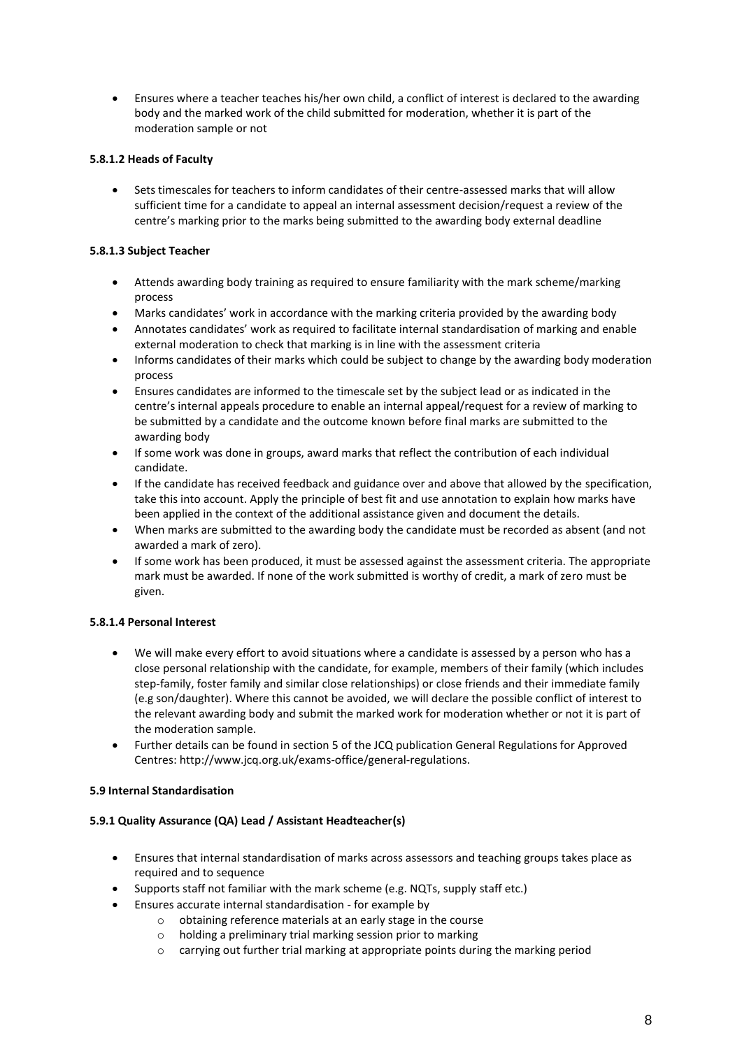- Ensures where a teacher teaches his/her own child, a conflict of interest is declared to the awarding body and the marked work of the child submitted for moderation, whether it is part of the moderation sample or not

**5.8.1.2 Heads of Faculty**

- Sets timescales for teachers to inform candidates of their centre-assessed marks that will allow sufficient time for a candidate to appeal an internal assessment decision/request a review of the centre's marking prior to the marks being submitted to the awarding body external deadline

**5.8.1.3 Subject Teacher**

- Attends awarding body training as required to ensure familiarity with the mark scheme/marking process
- Marks candidates' work in accordance with the marking criteria provided by the awarding body
- Annotates candidates' work as required to facilitate internal standardisation of marking and enable external moderation to check that marking is in line with the assessment criteria
- Informs candidates of their marks which could be subject to change by the awarding body moderation process
- Ensures candidates are informed to the timescale set by the subject lead or as indicated in the centre's internal appeals procedure to enable an internal appeal/request for a review of marking to be submitted by a candidate and the outcome known before final marks are submitted to the awarding body
- If some work was done in groups, award marks that reflect the contribution of each individual candidate.
- If the candidate has received feedback and guidance over and above that allowed by the specification, take this into account. Apply the principle of best fit and use annotation to explain how marks have been applied in the context of the additional assistance given and document the details.
- When marks are submitted to the awarding body the candidate must be recorded as absent (and not awarded a mark of zero).
- If some work has been produced, it must be assessed against the assessment criteria. The appropriate mark must be awarded. If none of the work submitted is worthy of credit, a mark of zero must be given.

**5.8.1.4 Personal Interest**

- We will make every effort to avoid situations where a candidate is assessed by a person who has a close personal relationship with the candidate, for example, members of their family (which includes step-family, foster family and similar close relationships) or close friends and their immediate family (e.g son/daughter). Where this cannot be avoided, we will declare the possible conflict of interest to the relevant awarding body and submit the marked work for moderation whether or not it is part of the moderation sample.
- Further details can be found in section 5 of the JCQ publication General Regulations for Approved Centres: http://www.jcq.org.uk/exams-office/general-regulations.

**5.9 Internal Standardisation**

**5.9.1 Quality Assurance (QA) Lead / Assistant Headteacher(s)**

- Ensures that internal standardisation of marks across assessors and teaching groups takes place as required and to sequence
- Supports staff not familiar with the mark scheme (e.g. NQTs, supply staff etc.)
- Ensures accurate internal standardisation - for example by
  - obtaining reference materials at an early stage in the course
  - holding a preliminary trial marking session prior to marking
  - carrying out further trial marking at appropriate points during the marking period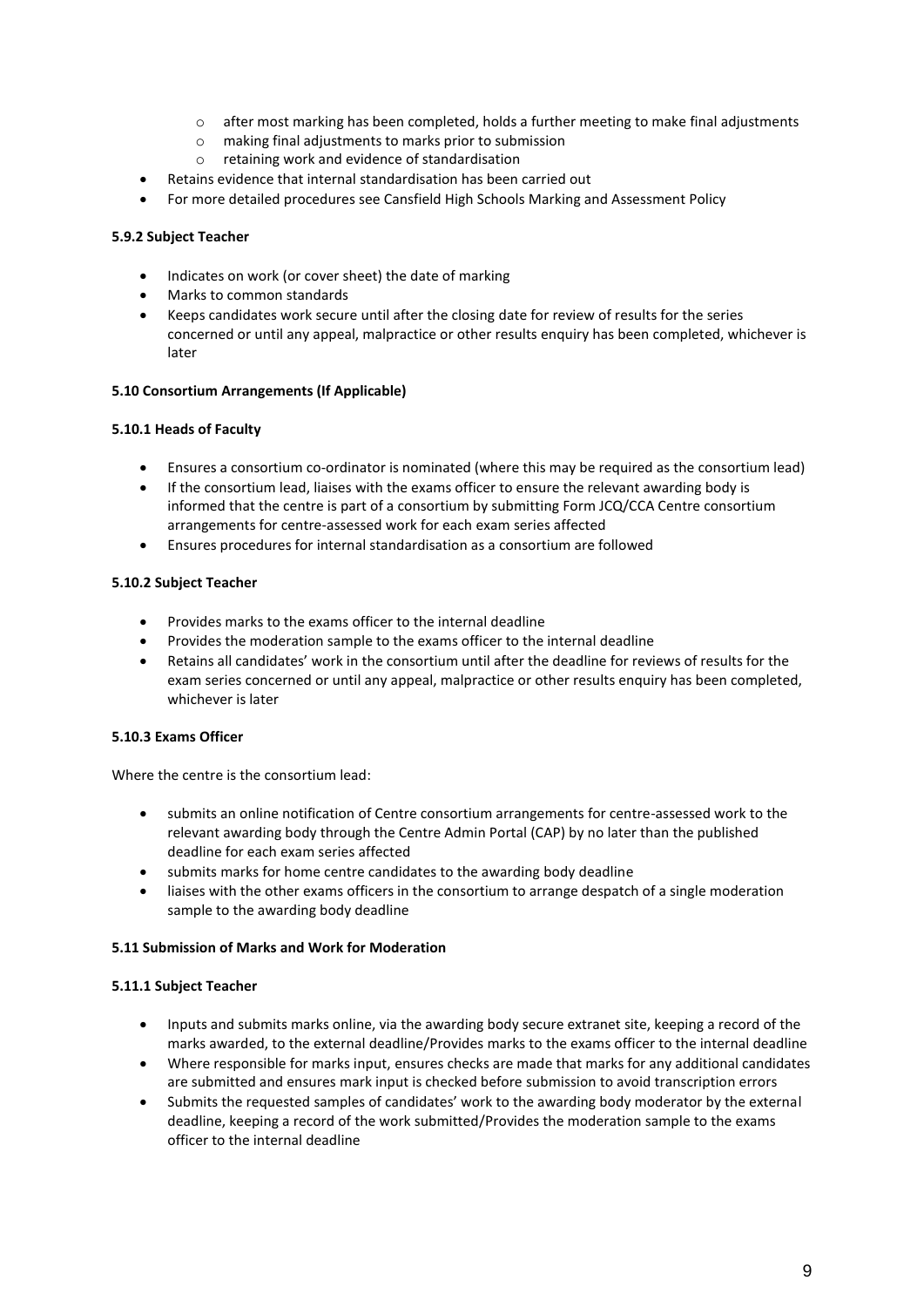- after most marking has been completed, holds a further meeting to make final adjustments
  - making final adjustments to marks prior to submission
  - retaining work and evidence of standardisation
- Retains evidence that internal standardisation has been carried out
- For more detailed procedures see Cansfield High Schools Marking and Assessment Policy

**5.9.2 Subject Teacher**

- Indicates on work (or cover sheet) the date of marking
- Marks to common standards
- Keeps candidates work secure until after the closing date for review of results for the series concerned or until any appeal, malpractice or other results enquiry has been completed, whichever is later

**5.10 Consortium Arrangements (If Applicable)**

**5.10.1 Heads of Faculty**

- Ensures a consortium co-ordinator is nominated (where this may be required as the consortium lead)
- If the consortium lead, liaises with the exams officer to ensure the relevant awarding body is informed that the centre is part of a consortium by submitting Form JCQ/CCA Centre consortium arrangements for centre-assessed work for each exam series affected
- Ensures procedures for internal standardisation as a consortium are followed

**5.10.2 Subject Teacher**

- Provides marks to the exams officer to the internal deadline
- Provides the moderation sample to the exams officer to the internal deadline
- Retains all candidates' work in the consortium until after the deadline for reviews of results for the exam series concerned or until any appeal, malpractice or other results enquiry has been completed, whichever is later

**5.10.3 Exams Officer**

Where the centre is the consortium lead:

- submits an online notification of Centre consortium arrangements for centre-assessed work to the relevant awarding body through the Centre Admin Portal (CAP) by no later than the published deadline for each exam series affected
- submits marks for home centre candidates to the awarding body deadline
- liaises with the other exams officers in the consortium to arrange despatch of a single moderation sample to the awarding body deadline

**5.11 Submission of Marks and Work for Moderation**

**5.11.1 Subject Teacher**

- Inputs and submits marks online, via the awarding body secure extranet site, keeping a record of the marks awarded, to the external deadline/Provides marks to the exams officer to the internal deadline
- Where responsible for marks input, ensures checks are made that marks for any additional candidates are submitted and ensures mark input is checked before submission to avoid transcription errors
- Submits the requested samples of candidates' work to the awarding body moderator by the external deadline, keeping a record of the work submitted/Provides the moderation sample to the exams officer to the internal deadline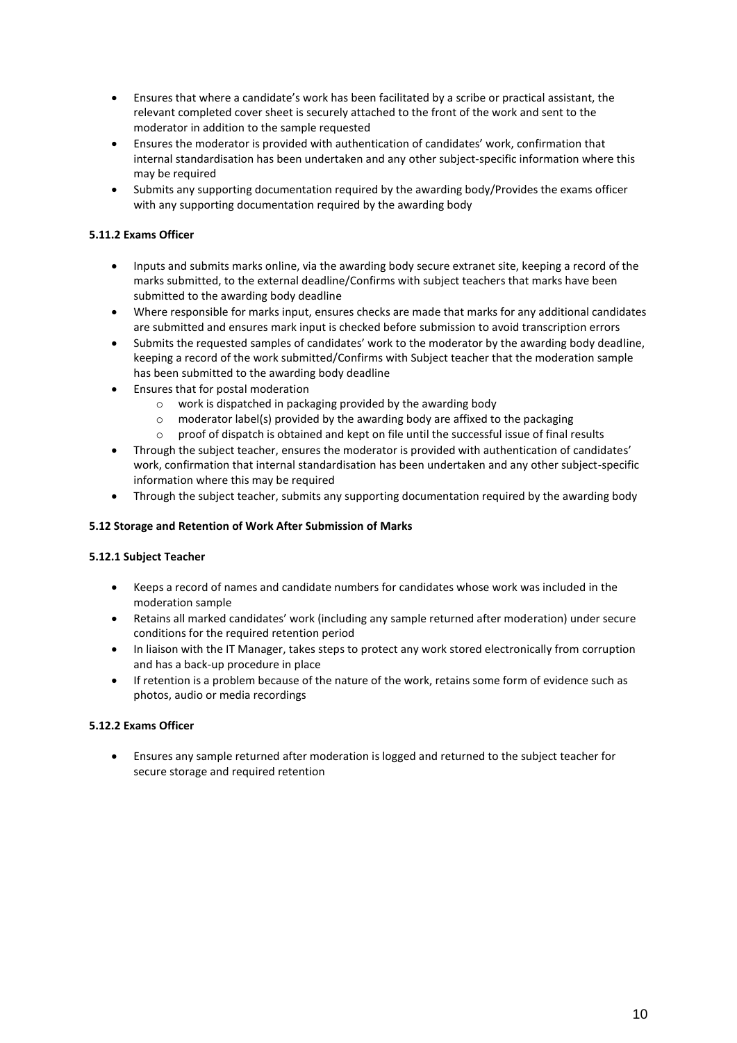- Ensures that where a candidate's work has been facilitated by a scribe or practical assistant, the relevant completed cover sheet is securely attached to the front of the work and sent to the moderator in addition to the sample requested
- Ensures the moderator is provided with authentication of candidates' work, confirmation that internal standardisation has been undertaken and any other subject-specific information where this may be required
- Submits any supporting documentation required by the awarding body/Provides the exams officer with any supporting documentation required by the awarding body

**5.11.2 Exams Officer**

- Inputs and submits marks online, via the awarding body secure extranet site, keeping a record of the marks submitted, to the external deadline/Confirms with subject teachers that marks have been submitted to the awarding body deadline
- Where responsible for marks input, ensures checks are made that marks for any additional candidates are submitted and ensures mark input is checked before submission to avoid transcription errors
- Submits the requested samples of candidates' work to the moderator by the awarding body deadline, keeping a record of the work submitted/Confirms with Subject teacher that the moderation sample has been submitted to the awarding body deadline
- Ensures that for postal moderation
  - work is dispatched in packaging provided by the awarding body
  - moderator label(s) provided by the awarding body are affixed to the packaging
  - proof of dispatch is obtained and kept on file until the successful issue of final results
- Through the subject teacher, ensures the moderator is provided with authentication of candidates' work, confirmation that internal standardisation has been undertaken and any other subject-specific information where this may be required
- Through the subject teacher, submits any supporting documentation required by the awarding body

**5.12 Storage and Retention of Work After Submission of Marks**

**5.12.1 Subject Teacher**

- Keeps a record of names and candidate numbers for candidates whose work was included in the moderation sample
- Retains all marked candidates' work (including any sample returned after moderation) under secure conditions for the required retention period
- In liaison with the IT Manager, takes steps to protect any work stored electronically from corruption and has a back-up procedure in place
- If retention is a problem because of the nature of the work, retains some form of evidence such as photos, audio or media recordings

**5.12.2 Exams Officer**

- Ensures any sample returned after moderation is logged and returned to the subject teacher for secure storage and required retention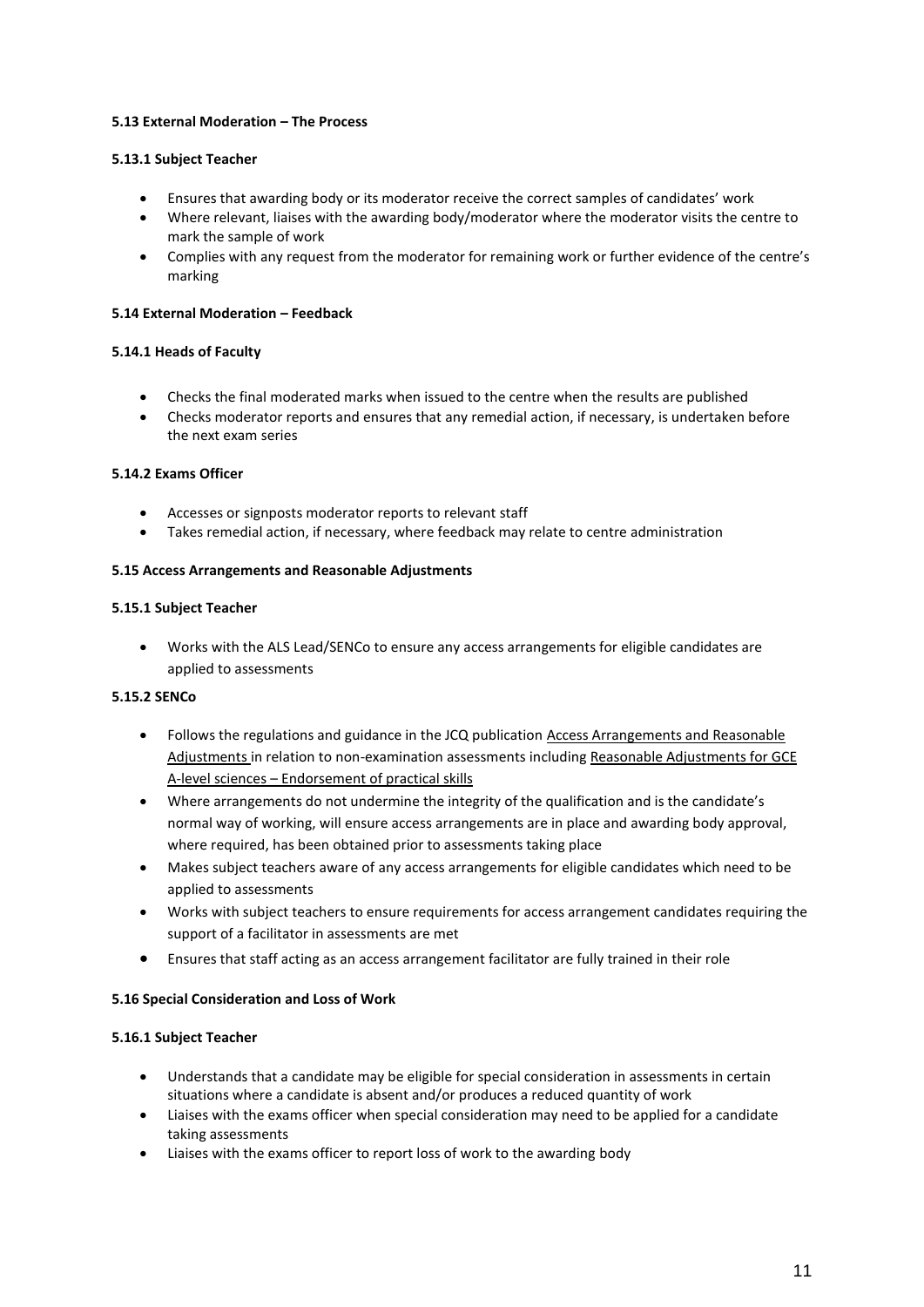#### 5.13 External Moderation – The Process

##### 5.13.1 Subject Teacher

- Ensures that awarding body or its moderator receive the correct samples of candidates' work
- Where relevant, liaises with the awarding body/moderator where the moderator visits the centre to mark the sample of work
- Complies with any request from the moderator for remaining work or further evidence of the centre's marking

#### 5.14 External Moderation – Feedback

##### 5.14.1 Heads of Faculty

- Checks the final moderated marks when issued to the centre when the results are published
- Checks moderator reports and ensures that any remedial action, if necessary, is undertaken before the next exam series

##### 5.14.2 Exams Officer

- Accesses or signposts moderator reports to relevant staff
- Takes remedial action, if necessary, where feedback may relate to centre administration

#### 5.15 Access Arrangements and Reasonable Adjustments

##### 5.15.1 Subject Teacher

- Works with the ALS Lead/SENCo to ensure any access arrangements for eligible candidates are applied to assessments

##### 5.15.2 SENCo

- Follows the regulations and guidance in the JCQ publication Access Arrangements and Reasonable Adjustments in relation to non-examination assessments including Reasonable Adjustments for GCE A-level sciences – Endorsement of practical skills
- Where arrangements do not undermine the integrity of the qualification and is the candidate's normal way of working, will ensure access arrangements are in place and awarding body approval, where required, has been obtained prior to assessments taking place
- Makes subject teachers aware of any access arrangements for eligible candidates which need to be applied to assessments
- Works with subject teachers to ensure requirements for access arrangement candidates requiring the support of a facilitator in assessments are met
- Ensures that staff acting as an access arrangement facilitator are fully trained in their role

#### 5.16 Special Consideration and Loss of Work

##### 5.16.1 Subject Teacher

- Understands that a candidate may be eligible for special consideration in assessments in certain situations where a candidate is absent and/or produces a reduced quantity of work
- Liaises with the exams officer when special consideration may need to be applied for a candidate taking assessments
- Liaises with the exams officer to report loss of work to the awarding body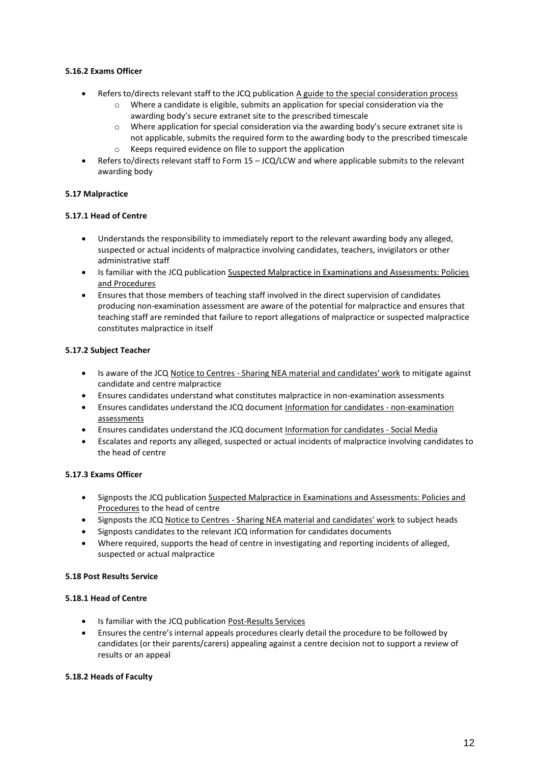**5.16.2 Exams Officer**

- Refers to/directs relevant staff to the JCQ publication A guide to the special consideration process
    - Where a candidate is eligible, submits an application for special consideration via the awarding body's secure extranet site to the prescribed timescale
    - Where application for special consideration via the awarding body's secure extranet site is not applicable, submits the required form to the awarding body to the prescribed timescale
    - Keeps required evidence on file to support the application
- Refers to/directs relevant staff to Form 15 – JCQ/LCW and where applicable submits to the relevant awarding body

**5.17 Malpractice**

**5.17.1 Head of Centre**

- Understands the responsibility to immediately report to the relevant awarding body any alleged, suspected or actual incidents of malpractice involving candidates, teachers, invigilators or other administrative staff
- Is familiar with the JCQ publication Suspected Malpractice in Examinations and Assessments: Policies and Procedures
- Ensures that those members of teaching staff involved in the direct supervision of candidates producing non-examination assessment are aware of the potential for malpractice and ensures that teaching staff are reminded that failure to report allegations of malpractice or suspected malpractice constitutes malpractice in itself

**5.17.2 Subject Teacher**

- Is aware of the JCQ Notice to Centres - Sharing NEA material and candidates' work to mitigate against candidate and centre malpractice
- Ensures candidates understand what constitutes malpractice in non-examination assessments
- Ensures candidates understand the JCQ document Information for candidates - non-examination assessments
- Ensures candidates understand the JCQ document Information for candidates - Social Media
- Escalates and reports any alleged, suspected or actual incidents of malpractice involving candidates to the head of centre

**5.17.3 Exams Officer**

- Signposts the JCQ publication Suspected Malpractice in Examinations and Assessments: Policies and Procedures to the head of centre
- Signposts the JCQ Notice to Centres - Sharing NEA material and candidates' work to subject heads
- Signposts candidates to the relevant JCQ information for candidates documents
- Where required, supports the head of centre in investigating and reporting incidents of alleged, suspected or actual malpractice

**5.18 Post Results Service**

**5.18.1 Head of Centre**

- Is familiar with the JCQ publication Post-Results Services
- Ensures the centre's internal appeals procedures clearly detail the procedure to be followed by candidates (or their parents/carers) appealing against a centre decision not to support a review of results or an appeal

**5.18.2 Heads of Faculty**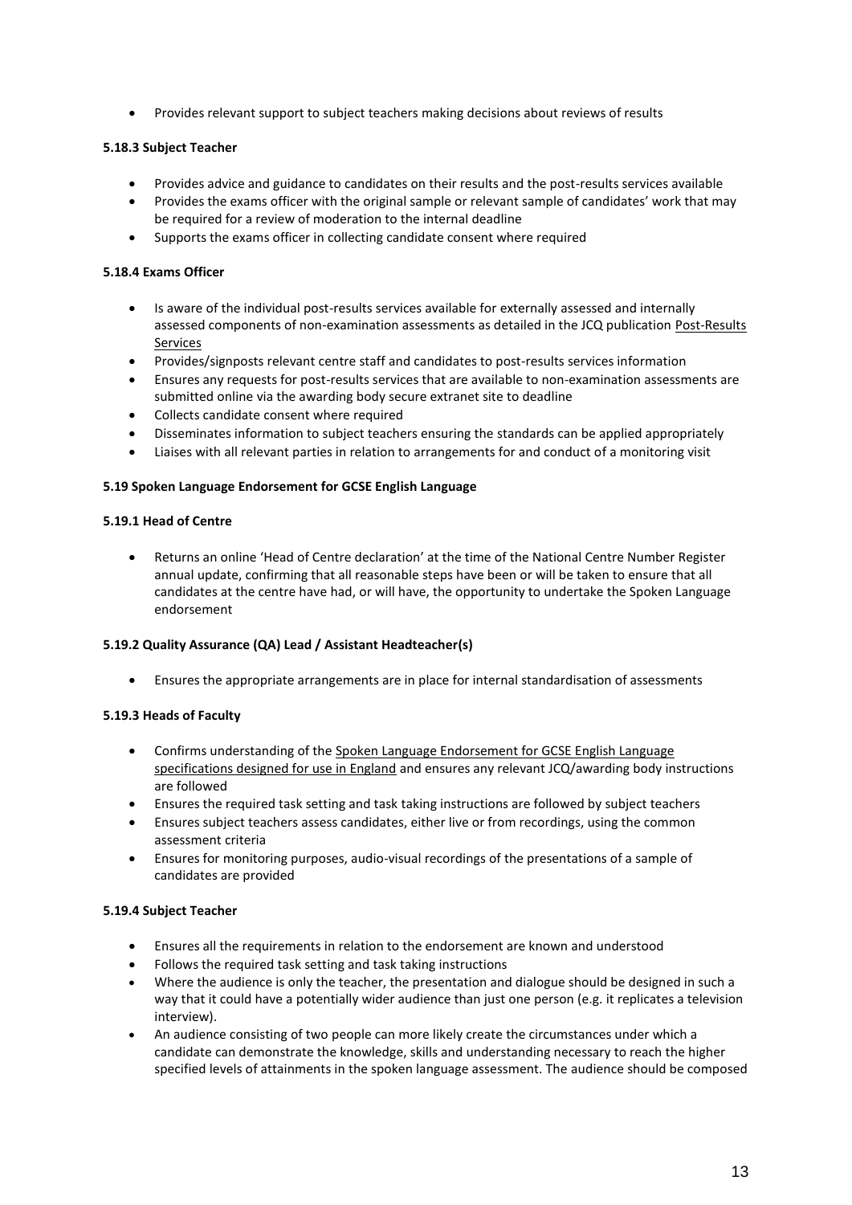- Provides relevant support to subject teachers making decisions about reviews of results

**5.18.3 Subject Teacher**

- Provides advice and guidance to candidates on their results and the post-results services available
- Provides the exams officer with the original sample or relevant sample of candidates' work that may be required for a review of moderation to the internal deadline
- Supports the exams officer in collecting candidate consent where required

**5.18.4 Exams Officer**

- Is aware of the individual post-results services available for externally assessed and internally assessed components of non-examination assessments as detailed in the JCQ publication Post-Results Services
- Provides/signposts relevant centre staff and candidates to post-results services information
- Ensures any requests for post-results services that are available to non-examination assessments are submitted online via the awarding body secure extranet site to deadline
- Collects candidate consent where required
- Disseminates information to subject teachers ensuring the standards can be applied appropriately
- Liaises with all relevant parties in relation to arrangements for and conduct of a monitoring visit

**5.19 Spoken Language Endorsement for GCSE English Language**

**5.19.1 Head of Centre**

- Returns an online 'Head of Centre declaration' at the time of the National Centre Number Register annual update, confirming that all reasonable steps have been or will be taken to ensure that all candidates at the centre have had, or will have, the opportunity to undertake the Spoken Language endorsement

**5.19.2 Quality Assurance (QA) Lead / Assistant Headteacher(s)**

- Ensures the appropriate arrangements are in place for internal standardisation of assessments

**5.19.3 Heads of Faculty**

- Confirms understanding of the Spoken Language Endorsement for GCSE English Language specifications designed for use in England and ensures any relevant JCQ/awarding body instructions are followed
- Ensures the required task setting and task taking instructions are followed by subject teachers
- Ensures subject teachers assess candidates, either live or from recordings, using the common assessment criteria
- Ensures for monitoring purposes, audio-visual recordings of the presentations of a sample of candidates are provided

**5.19.4 Subject Teacher**

- Ensures all the requirements in relation to the endorsement are known and understood
- Follows the required task setting and task taking instructions
- Where the audience is only the teacher, the presentation and dialogue should be designed in such a way that it could have a potentially wider audience than just one person (e.g. it replicates a television interview).
- An audience consisting of two people can more likely create the circumstances under which a candidate can demonstrate the knowledge, skills and understanding necessary to reach the higher specified levels of attainments in the spoken language assessment. The audience should be composed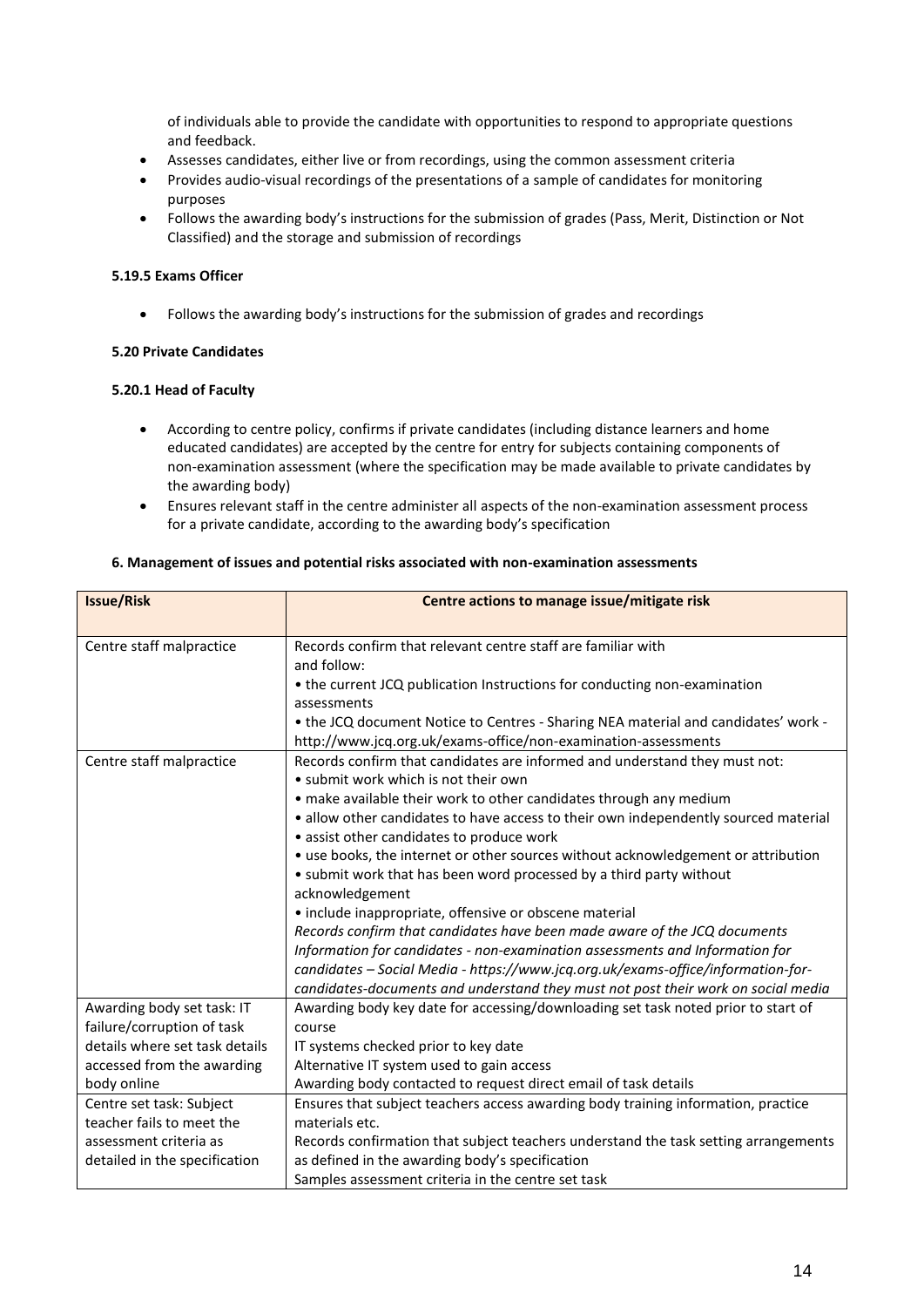of individuals able to provide the candidate with opportunities to respond to appropriate questions and feedback.

- Assesses candidates, either live or from recordings, using the common assessment criteria
- Provides audio-visual recordings of the presentations of a sample of candidates for monitoring purposes
- Follows the awarding body's instructions for the submission of grades (Pass, Merit, Distinction or Not Classified) and the storage and submission of recordings

**5.19.5 Exams Officer**

- Follows the awarding body's instructions for the submission of grades and recordings

**5.20 Private Candidates**

**5.20.1 Head of Faculty**

- According to centre policy, confirms if private candidates (including distance learners and home educated candidates) are accepted by the centre for entry for subjects containing components of non-examination assessment (where the specification may be made available to private candidates by the awarding body)
- Ensures relevant staff in the centre administer all aspects of the non-examination assessment process for a private candidate, according to the awarding body's specification

**6. Management of issues and potential risks associated with non-examination assessments**

| **Issue/Risk** | **Centre actions to manage issue/mitigate risk** |
|---|---|
| Centre staff malpractice | Records confirm that relevant centre staff are familiar with and follow:<br>• the current JCQ publication Instructions for conducting non-examination assessments<br>• the JCQ document Notice to Centres - Sharing NEA material and candidates' work - http://www.jcq.org.uk/exams-office/non-examination-assessments |
| Centre staff malpractice | Records confirm that candidates are informed and understand they must not:<br>• submit work which is not their own<br>• make available their work to other candidates through any medium<br>• allow other candidates to have access to their own independently sourced material<br>• assist other candidates to produce work<br>• use books, the internet or other sources without acknowledgement or attribution<br>• submit work that has been word processed by a third party without acknowledgement<br>• include inappropriate, offensive or obscene material<br>*Records confirm that candidates have been made aware of the JCQ documents Information for candidates - non-examination assessments and Information for candidates – Social Media - https://www.jcq.org.uk/exams-office/information-for-candidates-documents and understand they must not post their work on social media* |
| Awarding body set task: IT failure/corruption of task details where set task details accessed from the awarding body online | Awarding body key date for accessing/downloading set task noted prior to start of course<br>IT systems checked prior to key date<br>Alternative IT system used to gain access<br>Awarding body contacted to request direct email of task details |
| Centre set task: Subject teacher fails to meet the assessment criteria as detailed in the specification | Ensures that subject teachers access awarding body training information, practice materials etc.<br>Records confirmation that subject teachers understand the task setting arrangements as defined in the awarding body's specification<br>Samples assessment criteria in the centre set task |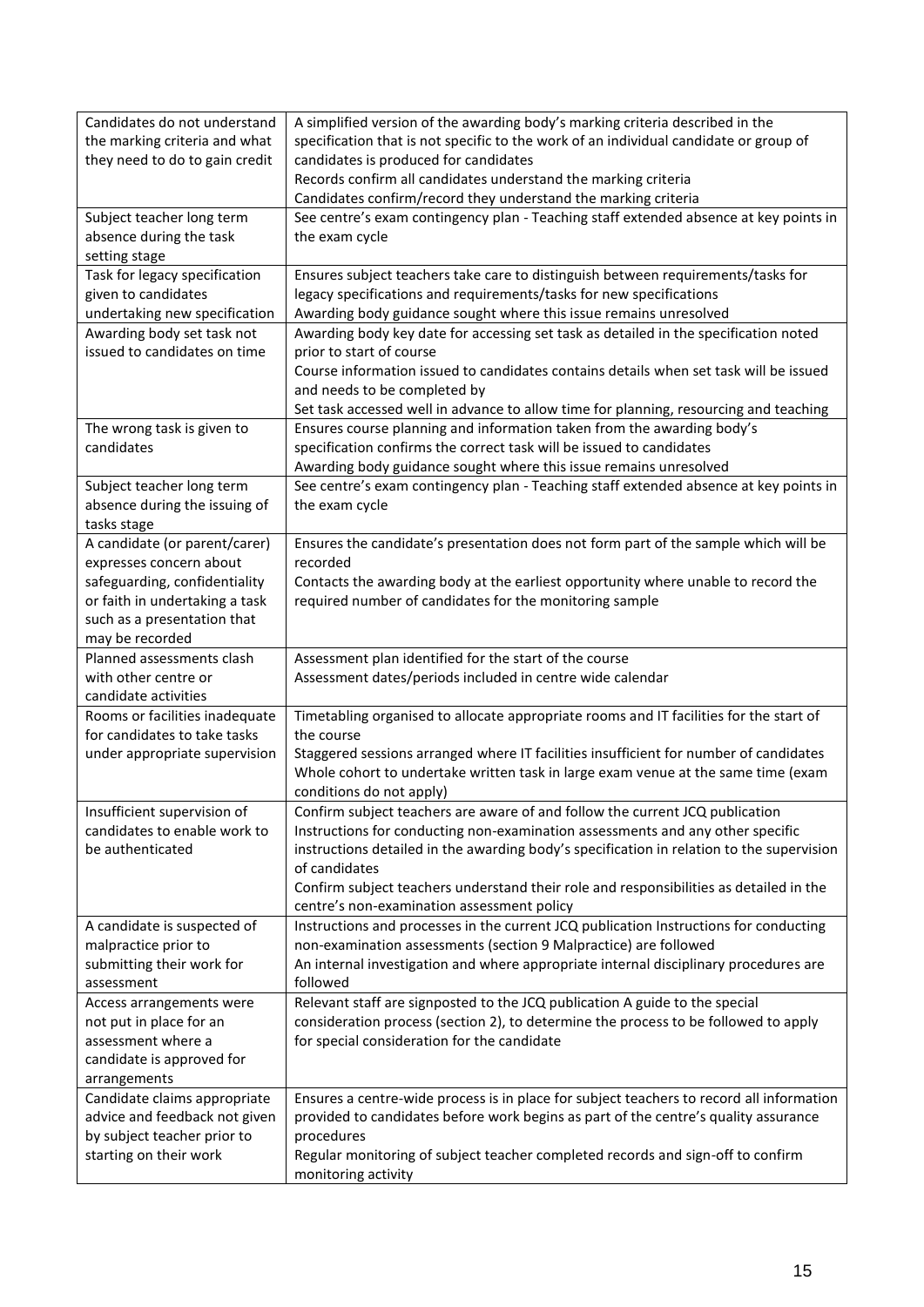| Candidates do not understand the marking criteria and what they need to do to gain credit | A simplified version of the awarding body's marking criteria described in the specification that is not specific to the work of an individual candidate or group of candidates is produced for candidates<br>Records confirm all candidates understand the marking criteria<br>Candidates confirm/record they understand the marking criteria |
|---|---|
| Subject teacher long term absence during the task setting stage | See centre's exam contingency plan - Teaching staff extended absence at key points in the exam cycle |
| Task for legacy specification given to candidates undertaking new specification | Ensures subject teachers take care to distinguish between requirements/tasks for legacy specifications and requirements/tasks for new specifications<br>Awarding body guidance sought where this issue remains unresolved |
| Awarding body set task not issued to candidates on time | Awarding body key date for accessing set task as detailed in the specification noted prior to start of course<br>Course information issued to candidates contains details when set task will be issued and needs to be completed by<br>Set task accessed well in advance to allow time for planning, resourcing and teaching |
| The wrong task is given to candidates | Ensures course planning and information taken from the awarding body's specification confirms the correct task will be issued to candidates<br>Awarding body guidance sought where this issue remains unresolved |
| Subject teacher long term absence during the issuing of tasks stage | See centre's exam contingency plan - Teaching staff extended absence at key points in the exam cycle |
| A candidate (or parent/carer) expresses concern about safeguarding, confidentiality or faith in undertaking a task such as a presentation that may be recorded | Ensures the candidate's presentation does not form part of the sample which will be recorded<br>Contacts the awarding body at the earliest opportunity where unable to record the required number of candidates for the monitoring sample |
| Planned assessments clash with other centre or candidate activities | Assessment plan identified for the start of the course<br>Assessment dates/periods included in centre wide calendar |
| Rooms or facilities inadequate for candidates to take tasks under appropriate supervision | Timetabling organised to allocate appropriate rooms and IT facilities for the start of the course<br>Staggered sessions arranged where IT facilities insufficient for number of candidates<br>Whole cohort to undertake written task in large exam venue at the same time (exam conditions do not apply) |
| Insufficient supervision of candidates to enable work to be authenticated | Confirm subject teachers are aware of and follow the current JCQ publication Instructions for conducting non-examination assessments and any other specific instructions detailed in the awarding body's specification in relation to the supervision of candidates<br>Confirm subject teachers understand their role and responsibilities as detailed in the centre's non-examination assessment policy |
| A candidate is suspected of malpractice prior to submitting their work for assessment | Instructions and processes in the current JCQ publication Instructions for conducting non-examination assessments (section 9 Malpractice) are followed<br>An internal investigation and where appropriate internal disciplinary procedures are followed |
| Access arrangements were not put in place for an assessment where a candidate is approved for arrangements | Relevant staff are signposted to the JCQ publication A guide to the special consideration process (section 2), to determine the process to be followed to apply for special consideration for the candidate |
| Candidate claims appropriate advice and feedback not given by subject teacher prior to starting on their work | Ensures a centre-wide process is in place for subject teachers to record all information provided to candidates before work begins as part of the centre's quality assurance procedures<br>Regular monitoring of subject teacher completed records and sign-off to confirm monitoring activity |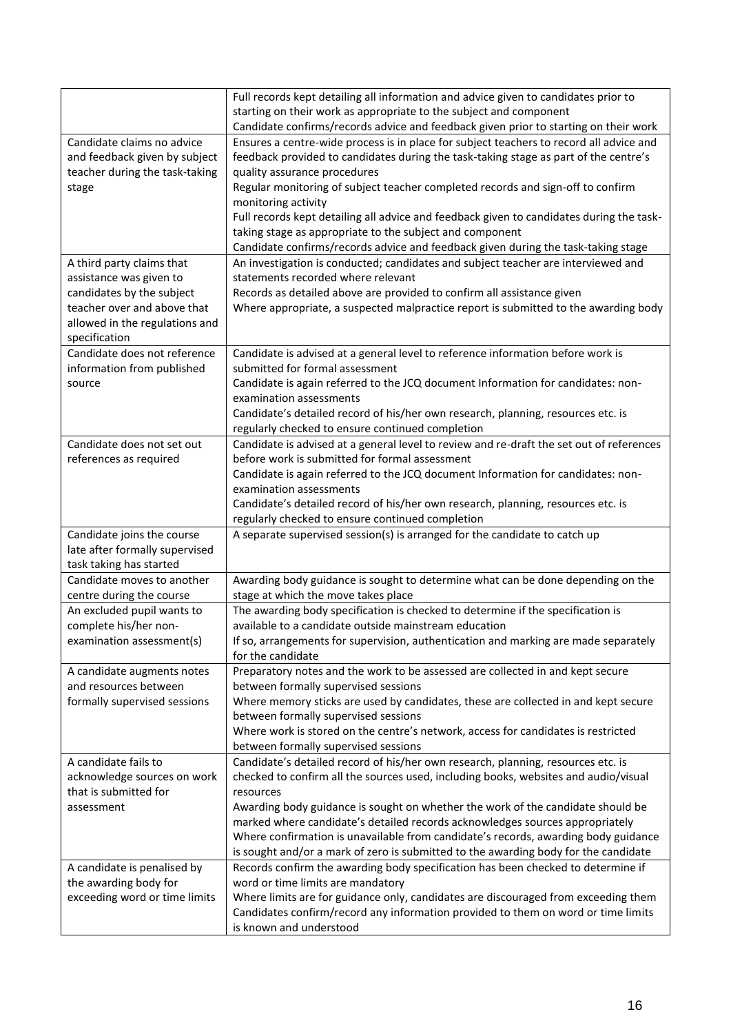| | |
|---|---|
| | Full records kept detailing all information and advice given to candidates prior to starting on their work as appropriate to the subject and component<br>Candidate confirms/records advice and feedback given prior to starting on their work |
| Candidate claims no advice and feedback given by subject teacher during the task-taking stage | Ensures a centre-wide process is in place for subject teachers to record all advice and feedback provided to candidates during the task-taking stage as part of the centre's quality assurance procedures<br>Regular monitoring of subject teacher completed records and sign-off to confirm monitoring activity<br>Full records kept detailing all advice and feedback given to candidates during the task-taking stage as appropriate to the subject and component<br>Candidate confirms/records advice and feedback given during the task-taking stage |
| A third party claims that assistance was given to candidates by the subject teacher over and above that allowed in the regulations and specification | An investigation is conducted; candidates and subject teacher are interviewed and statements recorded where relevant<br>Records as detailed above are provided to confirm all assistance given<br>Where appropriate, a suspected malpractice report is submitted to the awarding body |
| Candidate does not reference information from published source | Candidate is advised at a general level to reference information before work is submitted for formal assessment<br>Candidate is again referred to the JCQ document Information for candidates: non-examination assessments<br>Candidate's detailed record of his/her own research, planning, resources etc. is regularly checked to ensure continued completion |
| Candidate does not set out references as required | Candidate is advised at a general level to review and re-draft the set out of references before work is submitted for formal assessment<br>Candidate is again referred to the JCQ document Information for candidates: non-examination assessments<br>Candidate's detailed record of his/her own research, planning, resources etc. is regularly checked to ensure continued completion |
| Candidate joins the course late after formally supervised task taking has started | A separate supervised session(s) is arranged for the candidate to catch up |
| Candidate moves to another centre during the course | Awarding body guidance is sought to determine what can be done depending on the stage at which the move takes place |
| An excluded pupil wants to complete his/her non-examination assessment(s) | The awarding body specification is checked to determine if the specification is available to a candidate outside mainstream education<br>If so, arrangements for supervision, authentication and marking are made separately for the candidate |
| A candidate augments notes and resources between formally supervised sessions | Preparatory notes and the work to be assessed are collected in and kept secure between formally supervised sessions<br>Where memory sticks are used by candidates, these are collected in and kept secure between formally supervised sessions<br>Where work is stored on the centre's network, access for candidates is restricted between formally supervised sessions |
| A candidate fails to acknowledge sources on work that is submitted for assessment | Candidate's detailed record of his/her own research, planning, resources etc. is checked to confirm all the sources used, including books, websites and audio/visual resources<br>Awarding body guidance is sought on whether the work of the candidate should be marked where candidate's detailed records acknowledges sources appropriately<br>Where confirmation is unavailable from candidate's records, awarding body guidance is sought and/or a mark of zero is submitted to the awarding body for the candidate |
| A candidate is penalised by the awarding body for exceeding word or time limits | Records confirm the awarding body specification has been checked to determine if word or time limits are mandatory<br>Where limits are for guidance only, candidates are discouraged from exceeding them<br>Candidates confirm/record any information provided to them on word or time limits is known and understood |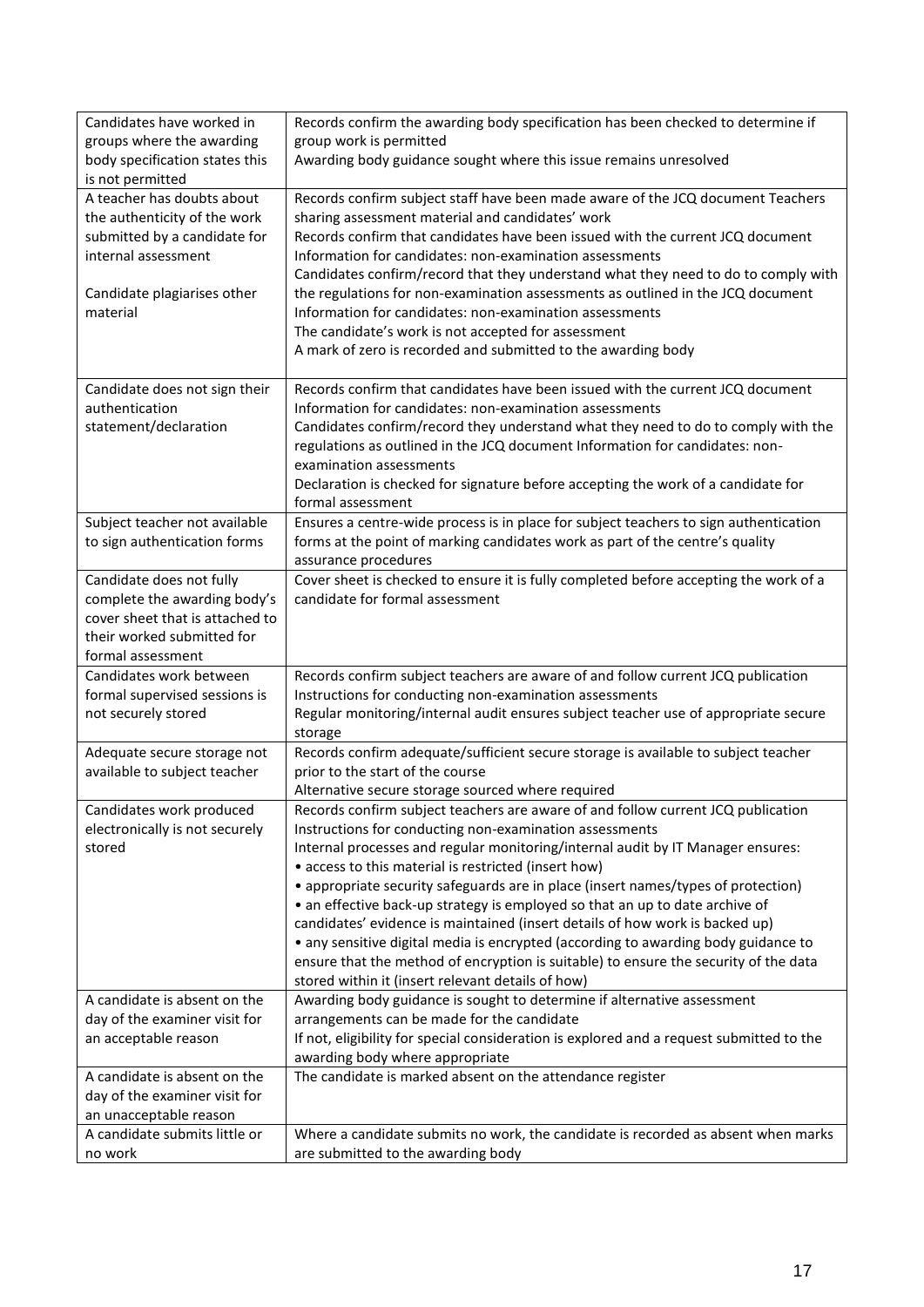| | |
|---|---|
| Candidates have worked in groups where the awarding body specification states this is not permitted | Records confirm the awarding body specification has been checked to determine if group work is permitted<br>Awarding body guidance sought where this issue remains unresolved |
| A teacher has doubts about the authenticity of the work submitted by a candidate for internal assessment<br><br>Candidate plagiarises other material | Records confirm subject staff have been made aware of the JCQ document Teachers sharing assessment material and candidates' work<br>Records confirm that candidates have been issued with the current JCQ document Information for candidates: non-examination assessments<br>Candidates confirm/record that they understand what they need to do to comply with the regulations for non-examination assessments as outlined in the JCQ document Information for candidates: non-examination assessments<br>The candidate's work is not accepted for assessment<br>A mark of zero is recorded and submitted to the awarding body |
| Candidate does not sign their authentication statement/declaration | Records confirm that candidates have been issued with the current JCQ document Information for candidates: non-examination assessments<br>Candidates confirm/record they understand what they need to do to comply with the regulations as outlined in the JCQ document Information for candidates: non-examination assessments<br>Declaration is checked for signature before accepting the work of a candidate for formal assessment |
| Subject teacher not available to sign authentication forms | Ensures a centre-wide process is in place for subject teachers to sign authentication forms at the point of marking candidates work as part of the centre's quality assurance procedures |
| Candidate does not fully complete the awarding body's cover sheet that is attached to their worked submitted for formal assessment | Cover sheet is checked to ensure it is fully completed before accepting the work of a candidate for formal assessment |
| Candidates work between formal supervised sessions is not securely stored | Records confirm subject teachers are aware of and follow current JCQ publication Instructions for conducting non-examination assessments<br>Regular monitoring/internal audit ensures subject teacher use of appropriate secure storage |
| Adequate secure storage not available to subject teacher | Records confirm adequate/sufficient secure storage is available to subject teacher prior to the start of the course<br>Alternative secure storage sourced where required |
| Candidates work produced electronically is not securely stored | Records confirm subject teachers are aware of and follow current JCQ publication Instructions for conducting non-examination assessments<br>Internal processes and regular monitoring/internal audit by IT Manager ensures:<br>• access to this material is restricted (insert how)<br>• appropriate security safeguards are in place (insert names/types of protection)<br>• an effective back-up strategy is employed so that an up to date archive of candidates' evidence is maintained (insert details of how work is backed up)<br>• any sensitive digital media is encrypted (according to awarding body guidance to ensure that the method of encryption is suitable) to ensure the security of the data stored within it (insert relevant details of how) |
| A candidate is absent on the day of the examiner visit for an acceptable reason | Awarding body guidance is sought to determine if alternative assessment arrangements can be made for the candidate<br>If not, eligibility for special consideration is explored and a request submitted to the awarding body where appropriate |
| A candidate is absent on the day of the examiner visit for an unacceptable reason | The candidate is marked absent on the attendance register |
| A candidate submits little or no work | Where a candidate submits no work, the candidate is recorded as absent when marks are submitted to the awarding body |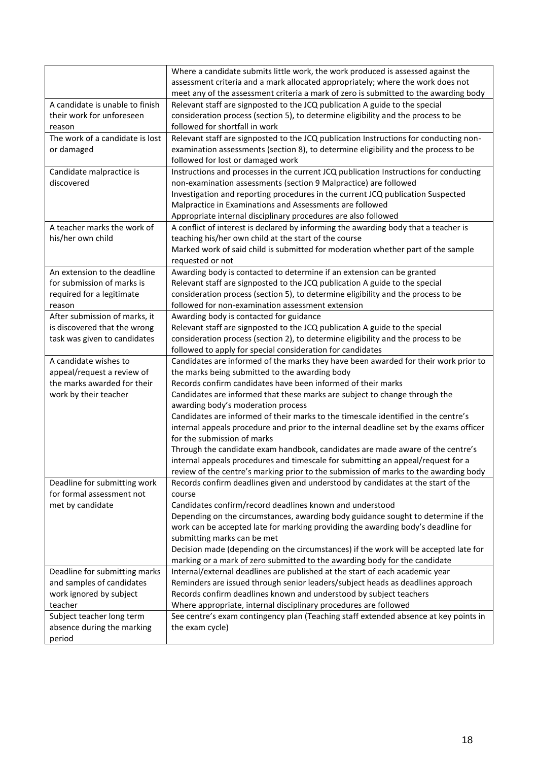| | |
|---|---|
| | Where a candidate submits little work, the work produced is assessed against the assessment criteria and a mark allocated appropriately; where the work does not meet any of the assessment criteria a mark of zero is submitted to the awarding body |
| A candidate is unable to finish their work for unforeseen reason | Relevant staff are signposted to the JCQ publication A guide to the special consideration process (section 5), to determine eligibility and the process to be followed for shortfall in work |
| The work of a candidate is lost or damaged | Relevant staff are signposted to the JCQ publication Instructions for conducting non-examination assessments (section 8), to determine eligibility and the process to be followed for lost or damaged work |
| Candidate malpractice is discovered | Instructions and processes in the current JCQ publication Instructions for conducting non-examination assessments (section 9 Malpractice) are followed<br>Investigation and reporting procedures in the current JCQ publication Suspected Malpractice in Examinations and Assessments are followed<br>Appropriate internal disciplinary procedures are also followed |
| A teacher marks the work of his/her own child | A conflict of interest is declared by informing the awarding body that a teacher is teaching his/her own child at the start of the course<br>Marked work of said child is submitted for moderation whether part of the sample requested or not |
| An extension to the deadline for submission of marks is required for a legitimate reason | Awarding body is contacted to determine if an extension can be granted<br>Relevant staff are signposted to the JCQ publication A guide to the special consideration process (section 5), to determine eligibility and the process to be followed for non-examination assessment extension |
| After submission of marks, it is discovered that the wrong task was given to candidates | Awarding body is contacted for guidance<br>Relevant staff are signposted to the JCQ publication A guide to the special consideration process (section 2), to determine eligibility and the process to be followed to apply for special consideration for candidates |
| A candidate wishes to appeal/request a review of the marks awarded for their work by their teacher | Candidates are informed of the marks they have been awarded for their work prior to the marks being submitted to the awarding body<br>Records confirm candidates have been informed of their marks<br>Candidates are informed that these marks are subject to change through the awarding body's moderation process<br>Candidates are informed of their marks to the timescale identified in the centre's internal appeals procedure and prior to the internal deadline set by the exams officer for the submission of marks<br>Through the candidate exam handbook, candidates are made aware of the centre's internal appeals procedures and timescale for submitting an appeal/request for a review of the centre's marking prior to the submission of marks to the awarding body |
| Deadline for submitting work for formal assessment not met by candidate | Records confirm deadlines given and understood by candidates at the start of the course<br>Candidates confirm/record deadlines known and understood<br>Depending on the circumstances, awarding body guidance sought to determine if the work can be accepted late for marking providing the awarding body's deadline for submitting marks can be met<br>Decision made (depending on the circumstances) if the work will be accepted late for marking or a mark of zero submitted to the awarding body for the candidate |
| Deadline for submitting marks and samples of candidates work ignored by subject teacher | Internal/external deadlines are published at the start of each academic year<br>Reminders are issued through senior leaders/subject heads as deadlines approach<br>Records confirm deadlines known and understood by subject teachers<br>Where appropriate, internal disciplinary procedures are followed |
| Subject teacher long term absence during the marking period | See centre's exam contingency plan (Teaching staff extended absence at key points in the exam cycle) |